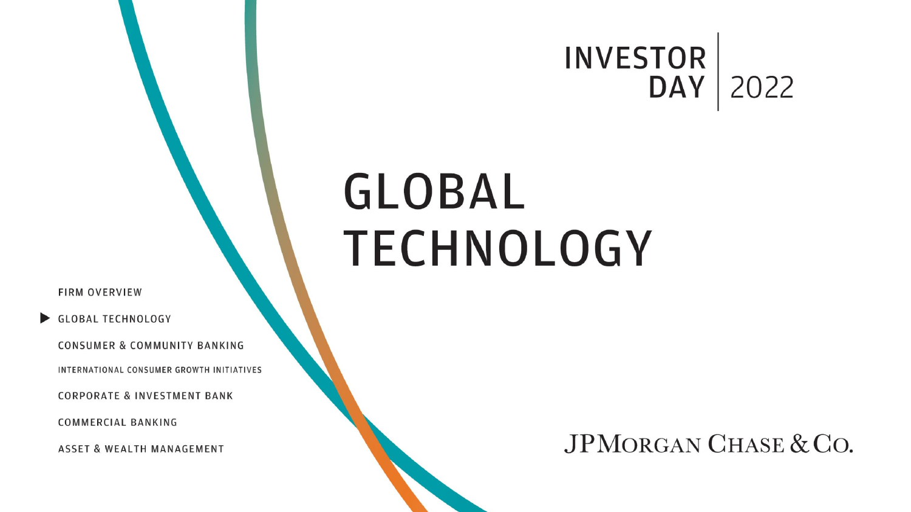INVESTOR DAY | 2022

# GLOBAL TECHNOLOGY

- FIRM OVERVIEW
- ▶ GLOBAL TECHNOLOGY
- CONSUMER & COMMUNITY BANKING
- INTERNATIONAL CONSUMER GROWTH INITIATIVES
- CORPORATE & INVESTMENT BANK
- COMMERCIAL BANKING
- ASSET & WEALTH MANAGEMENT

JPMORGAN CHASE & CO.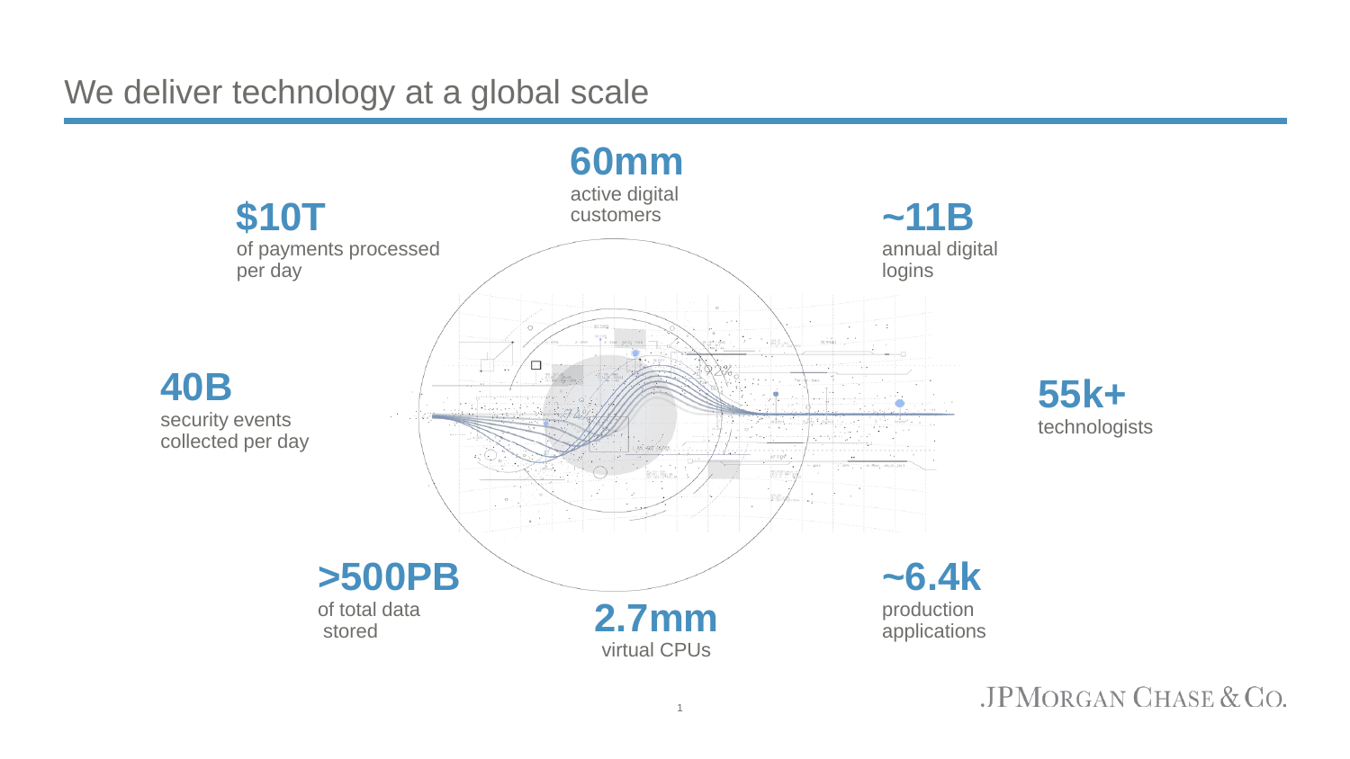# We deliver technology at a global scale

**60mm**
active digital customers

**$10T**
of payments processed per day

**~11B**
annual digital logins

**40B**
security events collected per day

**55k+**
technologists

**>500PB**
of total data stored

**2.7mm**
virtual CPUs

**~6.4k**
production applications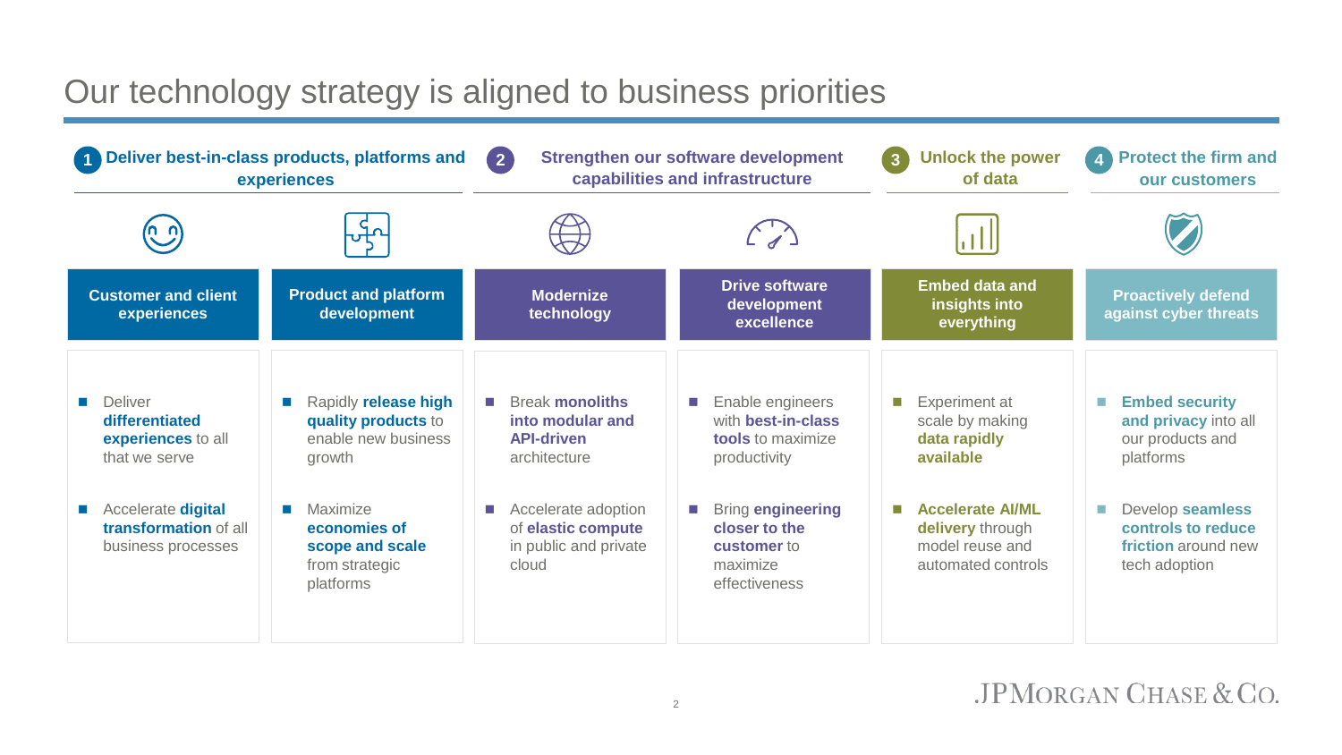# Our technology strategy is aligned to business priorities

## 1 Deliver best-in-class products, platforms and experiences

### Customer and client experiences

- Deliver **differentiated experiences** to all that we serve
- Accelerate **digital transformation** of all business processes

### Product and platform development

- Rapidly **release high quality products** to enable new business growth
- Maximize **economies of scope and scale** from strategic platforms

## 2 Strengthen our software development capabilities and infrastructure

### Modernize technology

- Break **monoliths into modular and API-driven** architecture
- Accelerate adoption of **elastic compute** in public and private cloud

### Drive software development excellence

- Enable engineers with **best-in-class tools** to maximize productivity
- Bring **engineering closer to the customer** to maximize effectiveness

## 3 Unlock the power of data

### Embed data and insights into everything

- Experiment at scale by making **data rapidly available**
- **Accelerate AI/ML delivery** through model reuse and automated controls

## 4 Protect the firm and our customers

### Proactively defend against cyber threats

- **Embed security and privacy** into all our products and platforms
- Develop **seamless controls to reduce friction** around new tech adoption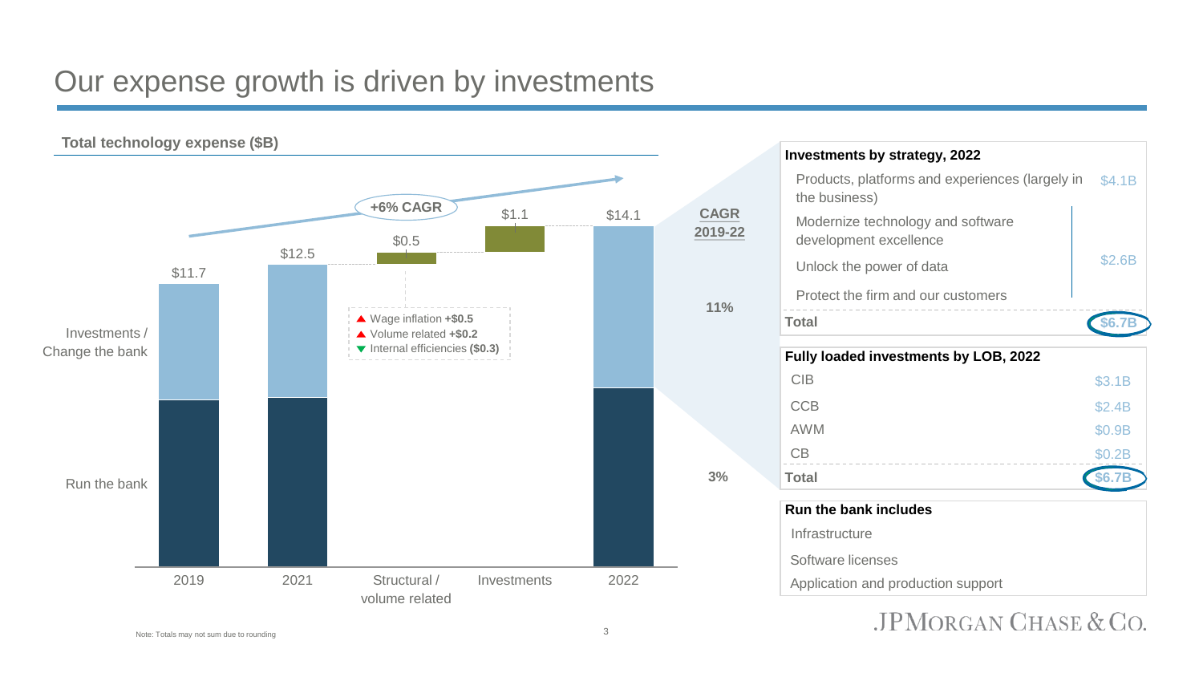# Our expense growth is driven by investments

**Total technology expense ($B)**

| | 2019 | 2021 | Structural / volume related | Investments | 2022 | CAGR 2019-22 |
|---|---|---|---|---|---|---|
| Total | $11.7 | $12.5 | $0.5 | $1.1 | $14.1 | +6% CAGR |
| Investments / Change the bank | | | | | | 11% |
| Run the bank | | | | | | 3% |

Structural / volume related:
- ▲ Wage inflation **+$0.5**
- ▲ Volume related **+$0.2**
- ▼ Internal efficiencies **($0.3)**

**Investments by strategy, 2022**

| | |
|---|---|
| Products, platforms and experiences (largely in the business) | $4.1B |
| Modernize technology and software development excellence<br>Unlock the power of data<br>Protect the firm and our customers | $2.6B |
| **Total** | **$6.7B** |

**Fully loaded investments by LOB, 2022**

| | |
|---|---|
| CIB | $3.1B |
| CCB | $2.4B |
| AWM | $0.9B |
| CB | $0.2B |
| **Total** | **$6.7B** |

**Run the bank includes**

- Infrastructure
- Software licenses
- Application and production support

Note: Totals may not sum due to rounding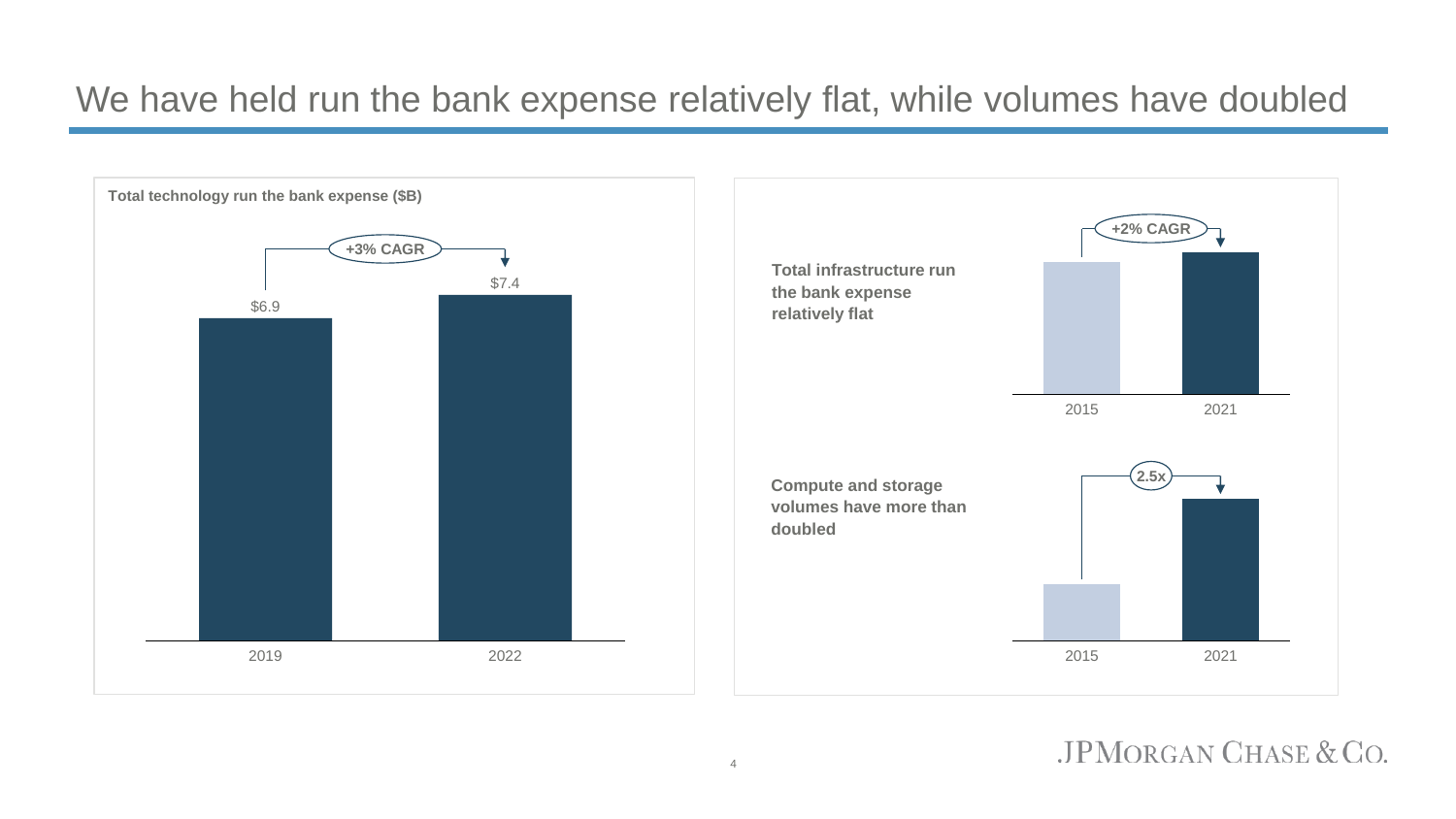# We have held run the bank expense relatively flat, while volumes have doubled

**Total technology run the bank expense ($B)**

+3% CAGR

| Year | Expense ($B) |
|---|---|
| 2019 | $6.9 |
| 2022 | $7.4 |

**Total infrastructure run the bank expense relatively flat**

+2% CAGR

2015 | 2021

**Compute and storage volumes have more than doubled**

2.5x

2015 | 2021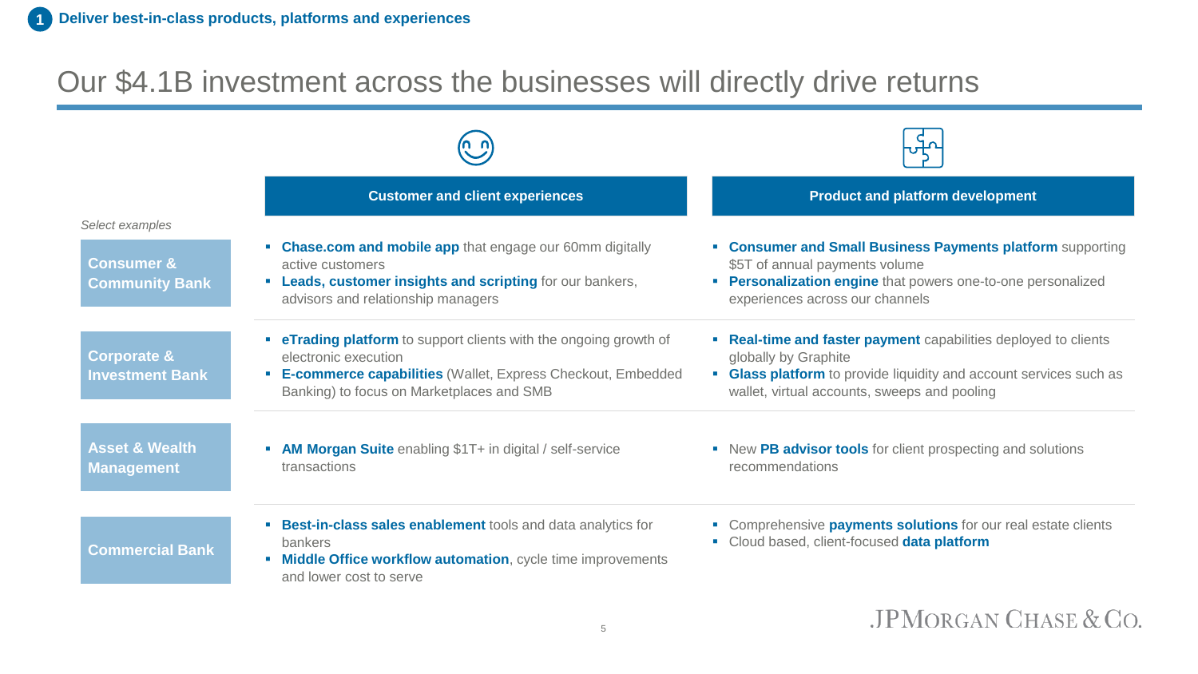1 **Deliver best-in-class products, platforms and experiences**

# Our $4.1B investment across the businesses will directly drive returns

*Select examples*

| | Customer and client experiences | Product and platform development |
|---|---|---|
| **Consumer & Community Bank** | ▪ **Chase.com and mobile app** that engage our 60mm digitally active customers<br>▪ **Leads, customer insights and scripting** for our bankers, advisors and relationship managers | ▪ **Consumer and Small Business Payments platform** supporting $5T of annual payments volume<br>▪ **Personalization engine** that powers one-to-one personalized experiences across our channels |
| **Corporate & Investment Bank** | ▪ **eTrading platform** to support clients with the ongoing growth of electronic execution<br>▪ **E-commerce capabilities** (Wallet, Express Checkout, Embedded Banking) to focus on Marketplaces and SMB | ▪ **Real-time and faster payment** capabilities deployed to clients globally by Graphite<br>▪ **Glass platform** to provide liquidity and account services such as wallet, virtual accounts, sweeps and pooling |
| **Asset & Wealth Management** | ▪ **AM Morgan Suite** enabling $1T+ in digital / self-service transactions | ▪ New **PB advisor tools** for client prospecting and solutions recommendations |
| **Commercial Bank** | ▪ **Best-in-class sales enablement** tools and data analytics for bankers<br>▪ **Middle Office workflow automation**, cycle time improvements and lower cost to serve | ▪ Comprehensive **payments solutions** for our real estate clients<br>▪ Cloud based, client-focused **data platform** |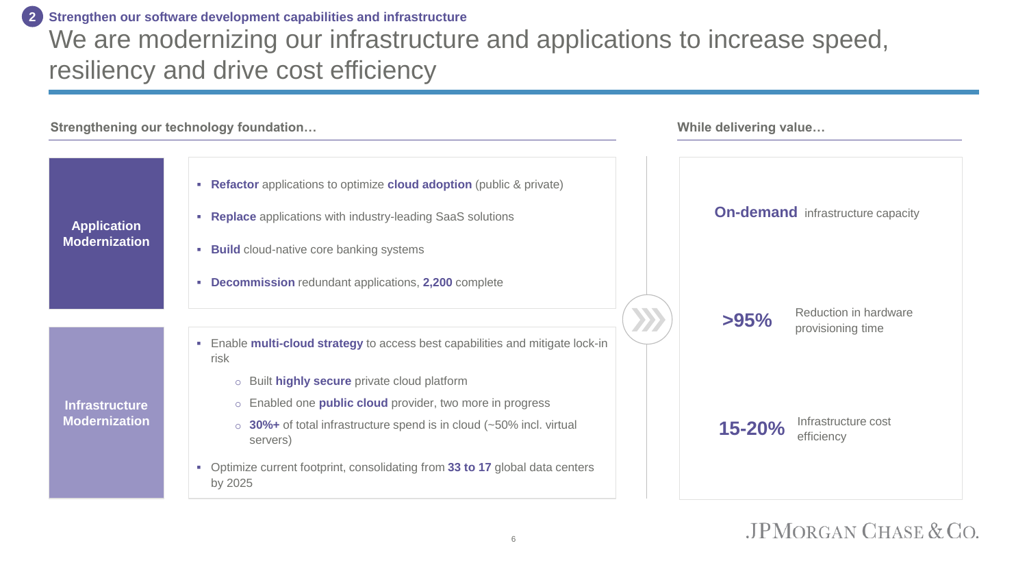## 2 Strengthen our software development capabilities and infrastructure

# We are modernizing our infrastructure and applications to increase speed, resiliency and drive cost efficiency

### Strengthening our technology foundation…

**Application Modernization**

- **Refactor** applications to optimize **cloud adoption** (public & private)
- **Replace** applications with industry-leading SaaS solutions
- **Build** cloud-native core banking systems
- **Decommission** redundant applications, **2,200** complete

**Infrastructure Modernization**

- Enable **multi-cloud strategy** to access best capabilities and mitigate lock-in risk
  - Built **highly secure** private cloud platform
  - Enabled one **public cloud** provider, two more in progress
  - **30%+** of total infrastructure spend is in cloud (~50% incl. virtual servers)
- Optimize current footprint, consolidating from **33 to 17** global data centers by 2025

### While delivering value…

**On-demand** infrastructure capacity

**>95%** Reduction in hardware provisioning time

**15-20%** Infrastructure cost efficiency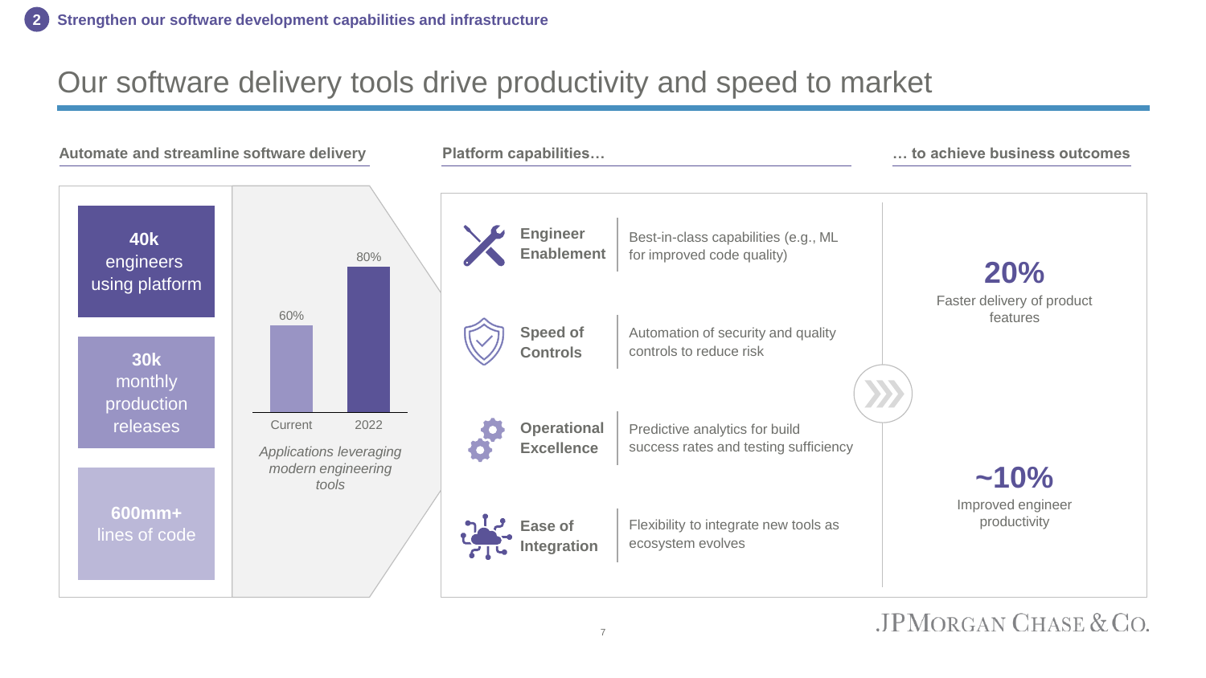**2 Strengthen our software development capabilities and infrastructure**

# Our software delivery tools drive productivity and speed to market

## Automate and streamline software delivery

**40k** engineers using platform

**30k** monthly production releases

**600mm+** lines of code

| | Current | 2022 |
|---|---|---|
| Applications leveraging modern engineering tools | 60% | 80% |

*Applications leveraging modern engineering tools*

## Platform capabilities…

| Capability | Description |
|---|---|
| **Engineer Enablement** | Best-in-class capabilities (e.g., ML for improved code quality) |
| **Speed of Controls** | Automation of security and quality controls to reduce risk |
| **Operational Excellence** | Predictive analytics for build success rates and testing sufficiency |
| **Ease of Integration** | Flexibility to integrate new tools as ecosystem evolves |

## … to achieve business outcomes

**20%**
Faster delivery of product features

**~10%**
Improved engineer productivity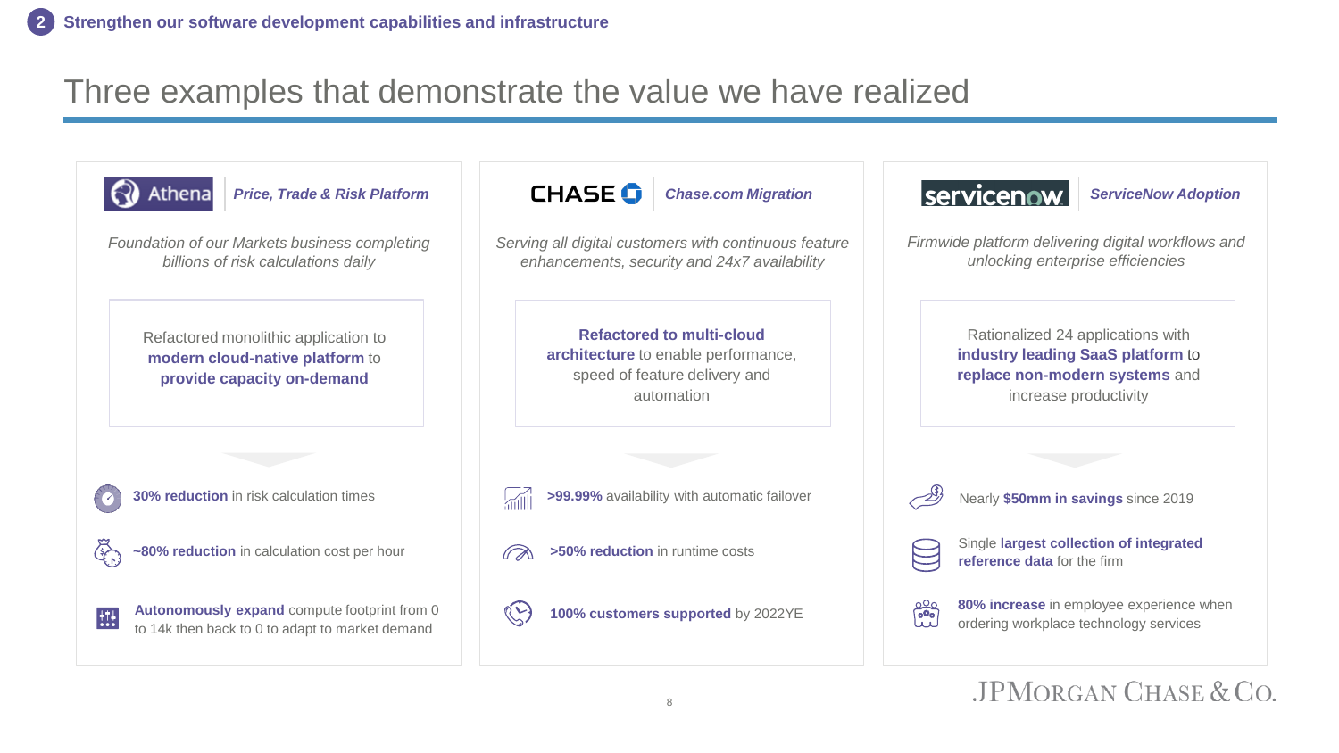**2 Strengthen our software development capabilities and infrastructure**

# Three examples that demonstrate the value we have realized

## Athena | *Price, Trade & Risk Platform*

*Foundation of our Markets business completing billions of risk calculations daily*

Refactored monolithic application to **modern cloud-native platform** to **provide capacity on-demand**

- **30% reduction** in risk calculation times
- **~80% reduction** in calculation cost per hour
- **Autonomously expand** compute footprint from 0 to 14k then back to 0 to adapt to market demand

## CHASE | *Chase.com Migration*

*Serving all digital customers with continuous feature enhancements, security and 24x7 availability*

**Refactored to multi-cloud architecture** to enable performance, speed of feature delivery and automation

- **>99.99%** availability with automatic failover
- **>50% reduction** in runtime costs
- **100% customers supported** by 2022YE

## servicenow | *ServiceNow Adoption*

*Firmwide platform delivering digital workflows and unlocking enterprise efficiencies*

Rationalized 24 applications with **industry leading SaaS platform** to **replace non-modern systems** and increase productivity

- Nearly **$50mm in savings** since 2019
- Single **largest collection of integrated reference data** for the firm
- **80% increase** in employee experience when ordering workplace technology services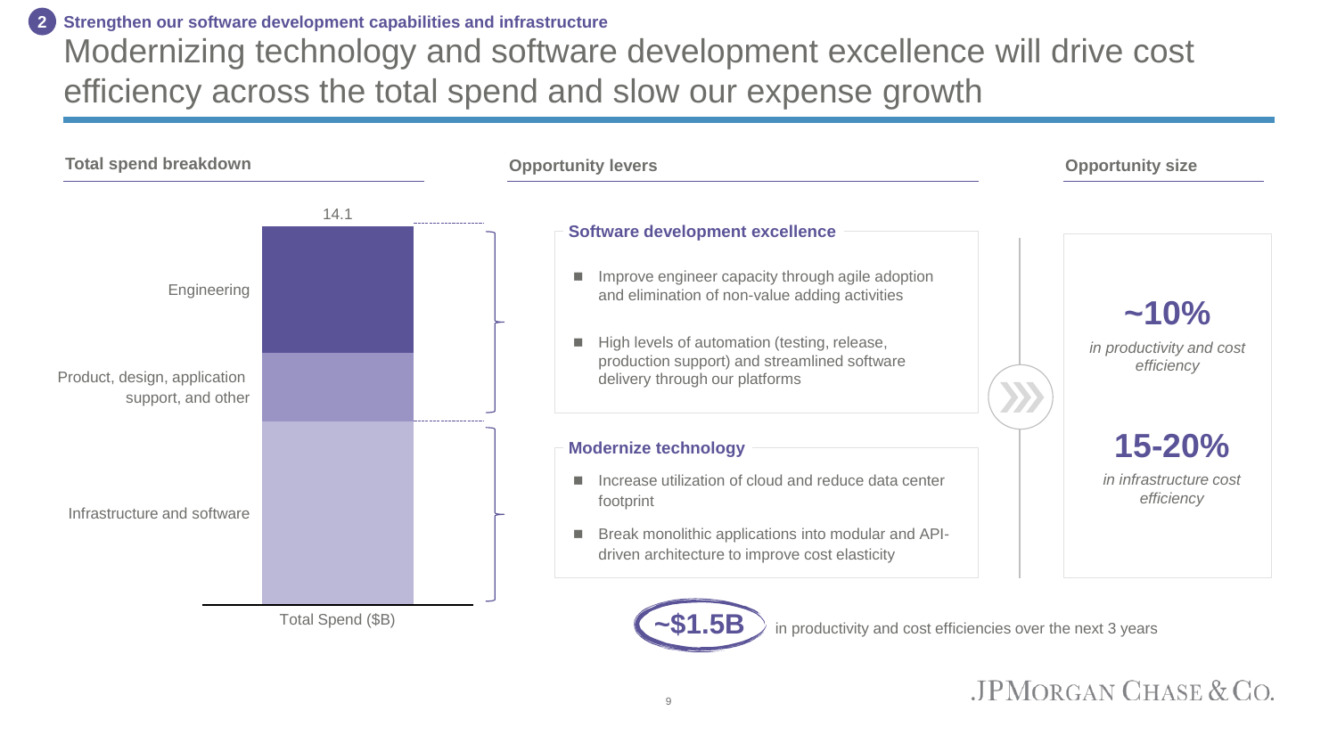**2 Strengthen our software development capabilities and infrastructure**

# Modernizing technology and software development excellence will drive cost efficiency across the total spend and slow our expense growth

## Total spend breakdown

Total Spend ($B): 14.1

- Engineering
- Product, design, application support, and other
- Infrastructure and software

## Opportunity levels

### Software development excellence

- Improve engineer capacity through agile adoption and elimination of non-value adding activities
- High levels of automation (testing, release, production support) and streamlined software delivery through our platforms

### Modernize technology

- Increase utilization of cloud and reduce data center footprint
- Break monolithic applications into modular and API-driven architecture to improve cost elasticity

## Opportunity size

**~10%**

*in productivity and cost efficiency*

**15-20%**

*in infrastructure cost efficiency*

**~$1.5B** in productivity and cost efficiencies over the next 3 years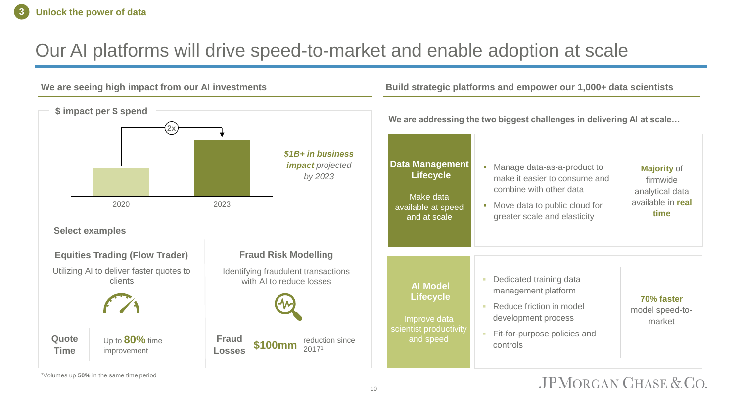**3 Unlock the power of data**

# Our AI platforms will drive speed-to-market and enable adoption at scale

## We are seeing high impact from our AI investments

**$ impact per $ spend**

2020 → 2023: 2x

***$1B+ in business impact*** *projected by 2023*

**Select examples**

### Equities Trading (Flow Trader)

Utilizing AI to deliver faster quotes to clients

**Quote Time** — Up to **80%** time improvement

### Fraud Risk Modelling

Identifying fraudulent transactions with AI to reduce losses

**Fraud Losses** — **$100mm** reduction since 2017[1]

[1]Volumes up **50%** in the same time period

## Build strategic platforms and empower our 1,000+ data scientists

**We are addressing the two biggest challenges in delivering AI at scale…**

| | | |
|---|---|---|
| **Data Management Lifecycle**<br>Make data available at speed and at scale | ▪ Manage data-as-a-product to make it easier to consume and combine with other data<br>▪ Move data to public cloud for greater scale and elasticity | **Majority** of firmwide analytical data available in **real time** |
| **AI Model Lifecycle**<br>Improve data scientist productivity and speed | ▪ Dedicated training data management platform<br>▪ Reduce friction in model development process<br>▪ Fit-for-purpose policies and controls | **70% faster** model speed-to-market |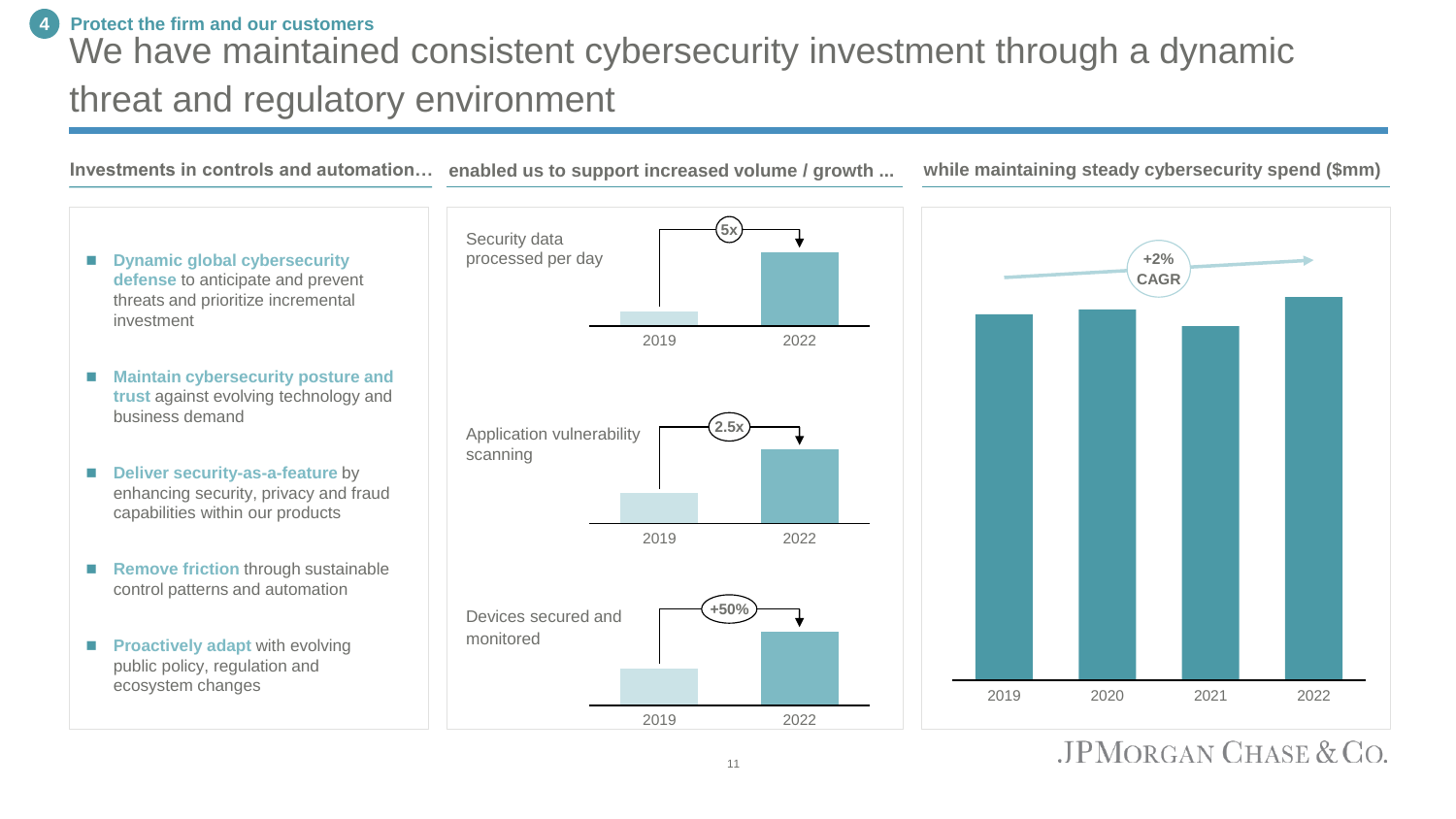4 **Protect the firm and our customers**

# We have maintained consistent cybersecurity investment through a dynamic threat and regulatory environment

## Investments in controls and automation…

- **Dynamic global cybersecurity defense** to anticipate and prevent threats and prioritize incremental investment
- **Maintain cybersecurity posture and trust** against evolving technology and business demand
- **Deliver security-as-a-feature** by enhancing security, privacy and fraud capabilities within our products
- **Remove friction** through sustainable control patterns and automation
- **Proactively adapt** with evolving public policy, regulation and ecosystem changes

## enabled us to support increased volume / growth …

Security data processed per day: 2019 → 2022: 5x

Application vulnerability scanning: 2019 → 2022: 2.5x

Devices secured and monitored: 2019 → 2022: +50%

## while maintaining steady cybersecurity spend ($mm)

+2% CAGR

2019, 2020, 2021, 2022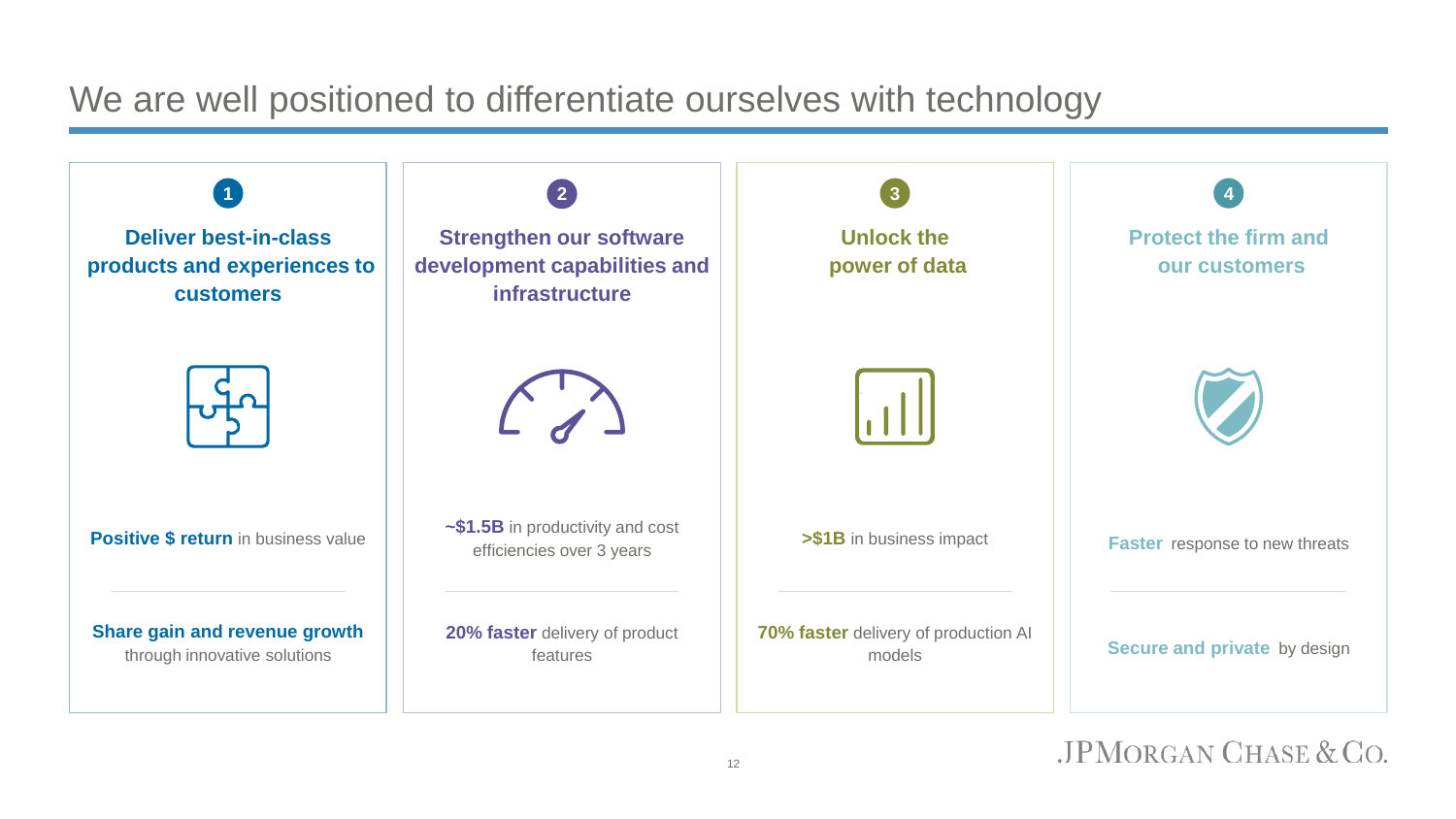# We are well positioned to differentiate ourselves with technology

## 1 Deliver best-in-class products and experiences to customers

**Positive $ return** in business value

**Share gain and revenue growth** through innovative solutions

## 2 Strengthen our software development capabilities and infrastructure

**~$1.5B** in productivity and cost efficiencies over 3 years

**20% faster** delivery of product features

## 3 Unlock the power of data

**>$1B** in business impact

**70% faster** delivery of production AI models

## 4 Protect the firm and our customers

**Faster** response to new threats

**Secure and private** by design